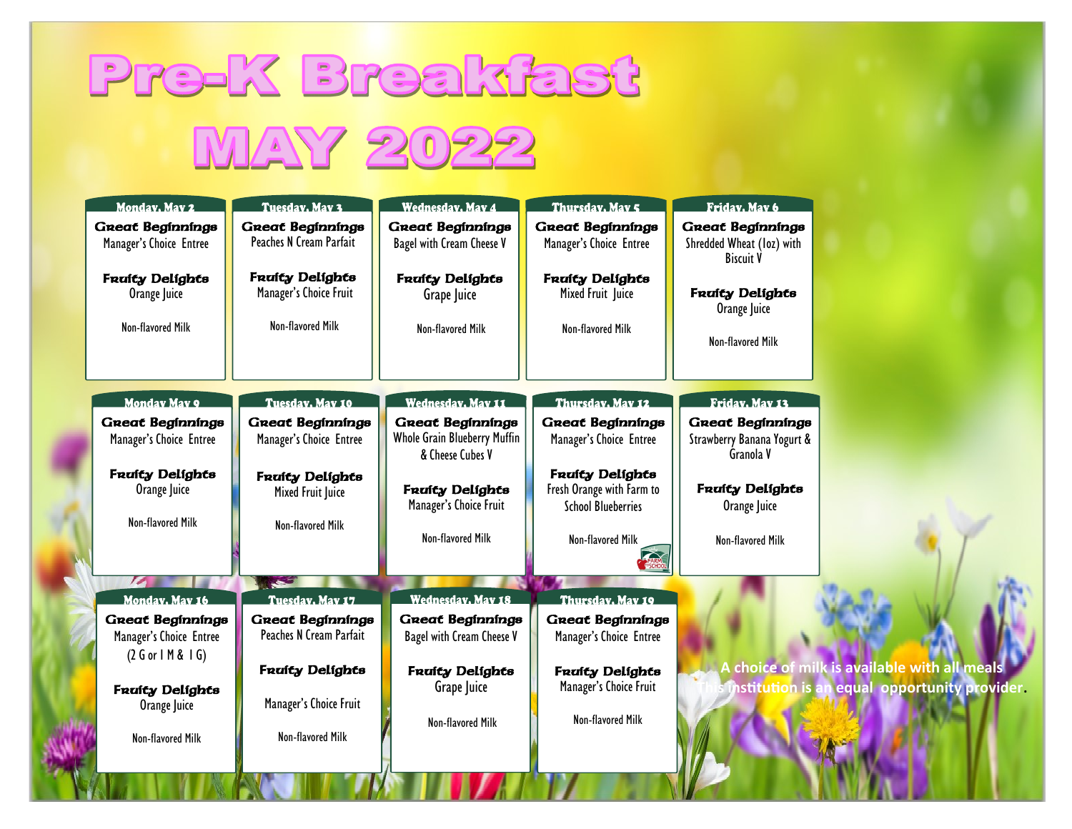# Pre-K Breakfast

# MAY 2022

| Monday, May 2 | Tuesday, May 3 | Wednesday, May 4 | Thursday, May 5 | Friday, May 6 |
|---|---|---|---|---|
| **Great Beginnings** Manager's Choice Entree | **Great Beginnings** Peaches N Cream Parfait | **Great Beginnings** Bagel with Cream Cheese V | **Great Beginnings** Manager's Choice Entree | **Great Beginnings** Shredded Wheat (1oz) with Biscuit V |
| **Fruity Delights** Orange Juice | **Fruity Delights** Manager's Choice Fruit | **Fruity Delights** Grape Juice | **Fruity Delights** Mixed Fruit Juice | **Fruity Delights** Orange Juice |
| Non-flavored Milk | Non-flavored Milk | Non-flavored Milk | Non-flavored Milk | Non-flavored Milk |

| Monday May 9 | Tuesday, May 10 | Wednesday, May 11 | Thursday, May 12 | Friday, May 13 |
|---|---|---|---|---|
| **Great Beginnings** Manager's Choice Entree | **Great Beginnings** Manager's Choice Entree | **Great Beginnings** Whole Grain Blueberry Muffin & Cheese Cubes V | **Great Beginnings** Manager's Choice Entree | **Great Beginnings** Strawberry Banana Yogurt & Granola V |
| **Fruity Delights** Orange Juice | **Fruity Delights** Mixed Fruit Juice | **Fruity Delights** Manager's Choice Fruit | **Fruity Delights** Fresh Orange with Farm to School Blueberries | **Fruity Delights** Orange Juice |
| Non-flavored Milk | Non-flavored Milk | Non-flavored Milk | Non-flavored Milk | Non-flavored Milk |

| Monday, May 16 | Tuesday, May 17 | Wednesday, May 18 | Thursday, May 19 |
|---|---|---|---|
| **Great Beginnings** Manager's Choice Entree (2 G or 1 M & 1 G) | **Great Beginnings** Peaches N Cream Parfait | **Great Beginnings** Bagel with Cream Cheese V | **Great Beginnings** Manager's Choice Entree |
| **Fruity Delights** Orange Juice | **Fruity Delights** Manager's Choice Fruit | **Fruity Delights** Grape Juice | **Fruity Delights** Manager's Choice Fruit |
| Non-flavored Milk | Non-flavored Milk | Non-flavored Milk | Non-flavored Milk |

A choice of milk is available with all meals
This institution is an equal opportunity provider.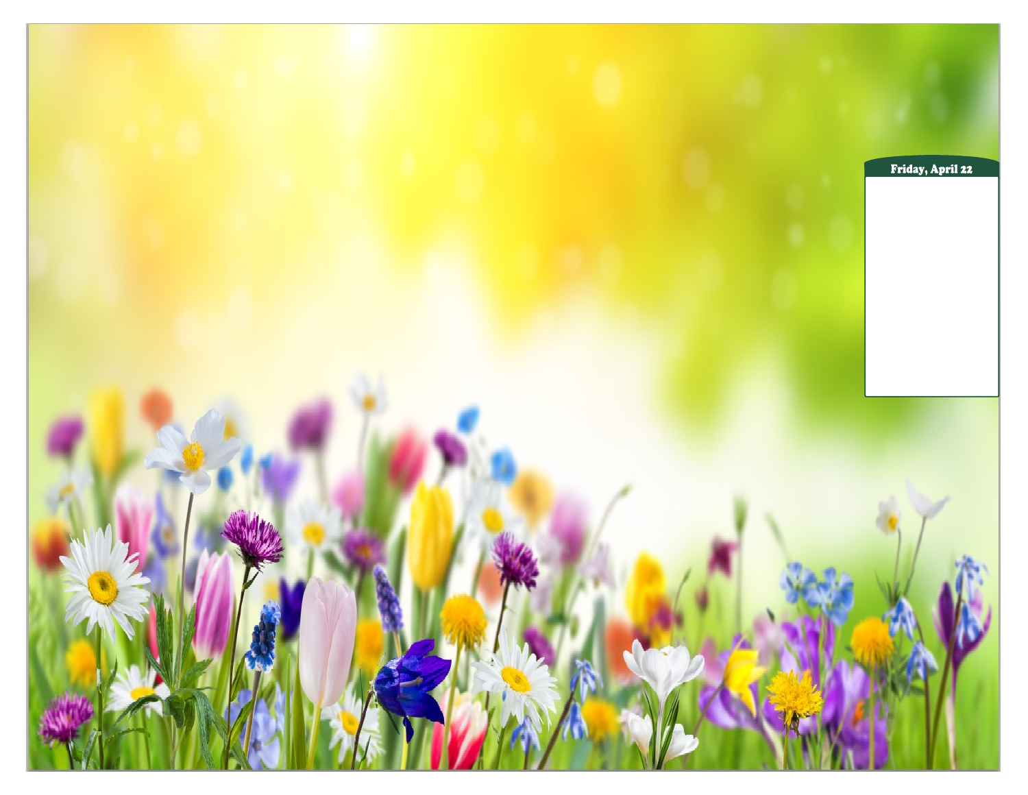**Friday, April 22**